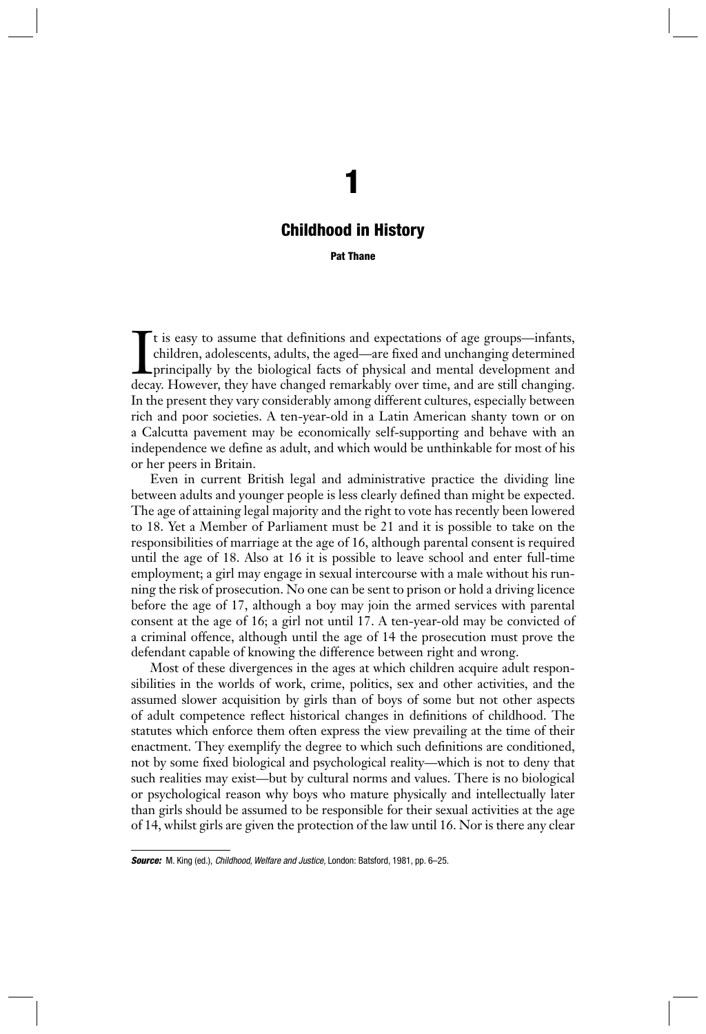# 1

## Childhood in History

**Pat Thane**

It is easy to assume that definitions and expectations of age groups—infants, children, adolescents, adults, the aged—are fixed and unchanging determined principally by the biological facts of physical and mental development and decay. However, they have changed remarkably over time, and are still changing. In the present they vary considerably among different cultures, especially between rich and poor societies. A ten-year-old in a Latin American shanty town or on a Calcutta pavement may be economically self-supporting and behave with an independence we define as adult, and which would be unthinkable for most of his or her peers in Britain.

Even in current British legal and administrative practice the dividing line between adults and younger people is less clearly defined than might be expected. The age of attaining legal majority and the right to vote has recently been lowered to 18. Yet a Member of Parliament must be 21 and it is possible to take on the responsibilities of marriage at the age of 16, although parental consent is required until the age of 18. Also at 16 it is possible to leave school and enter full-time employment; a girl may engage in sexual intercourse with a male without his running the risk of prosecution. No one can be sent to prison or hold a driving licence before the age of 17, although a boy may join the armed services with parental consent at the age of 16; a girl not until 17. A ten-year-old may be convicted of a criminal offence, although until the age of 14 the prosecution must prove the defendant capable of knowing the difference between right and wrong.

Most of these divergences in the ages at which children acquire adult responsibilities in the worlds of work, crime, politics, sex and other activities, and the assumed slower acquisition by girls than of boys of some but not other aspects of adult competence reflect historical changes in definitions of childhood. The statutes which enforce them often express the view prevailing at the time of their enactment. They exemplify the degree to which such definitions are conditioned, not by some fixed biological and psychological reality—which is not to deny that such realities may exist—but by cultural norms and values. There is no biological or psychological reason why boys who mature physically and intellectually later than girls should be assumed to be responsible for their sexual activities at the age of 14, whilst girls are given the protection of the law until 16. Nor is there any clear

***Source:*** M. King (ed.), *Childhood, Welfare and Justice*, London: Batsford, 1981, pp. 6–25.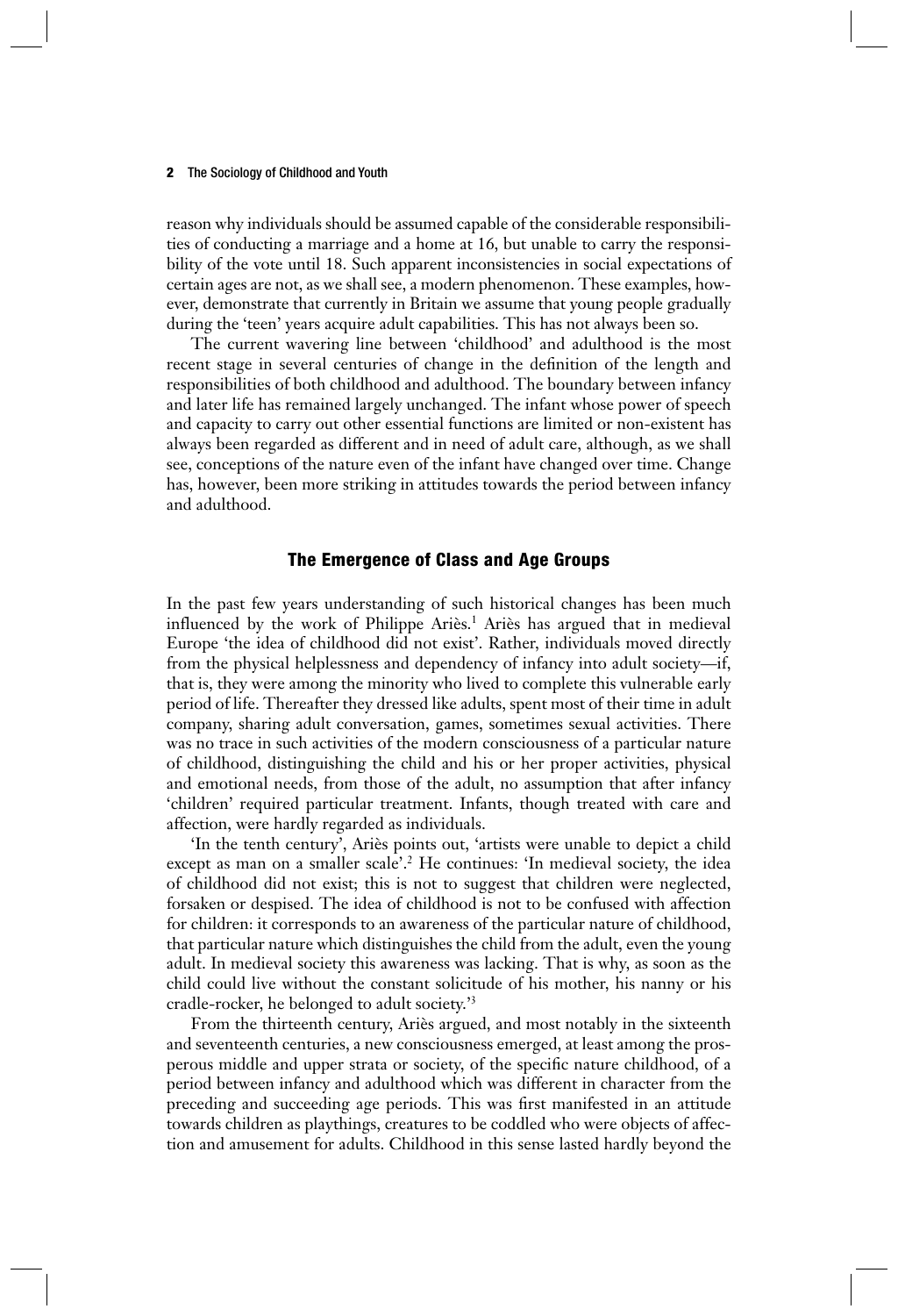reason why individuals should be assumed capable of the considerable responsibilities of conducting a marriage and a home at 16, but unable to carry the responsibility of the vote until 18. Such apparent inconsistencies in social expectations of certain ages are not, as we shall see, a modern phenomenon. These examples, however, demonstrate that currently in Britain we assume that young people gradually during the 'teen' years acquire adult capabilities. This has not always been so.

The current wavering line between 'childhood' and adulthood is the most recent stage in several centuries of change in the definition of the length and responsibilities of both childhood and adulthood. The boundary between infancy and later life has remained largely unchanged. The infant whose power of speech and capacity to carry out other essential functions are limited or non-existent has always been regarded as different and in need of adult care, although, as we shall see, conceptions of the nature even of the infant have changed over time. Change has, however, been more striking in attitudes towards the period between infancy and adulthood.

## The Emergence of Class and Age Groups

In the past few years understanding of such historical changes has been much influenced by the work of Philippe Ariès.[1] Ariès has argued that in medieval Europe 'the idea of childhood did not exist'. Rather, individuals moved directly from the physical helplessness and dependency of infancy into adult society—if, that is, they were among the minority who lived to complete this vulnerable early period of life. Thereafter they dressed like adults, spent most of their time in adult company, sharing adult conversation, games, sometimes sexual activities. There was no trace in such activities of the modern consciousness of a particular nature of childhood, distinguishing the child and his or her proper activities, physical and emotional needs, from those of the adult, no assumption that after infancy 'children' required particular treatment. Infants, though treated with care and affection, were hardly regarded as individuals.

'In the tenth century', Ariès points out, 'artists were unable to depict a child except as man on a smaller scale'.[2] He continues: 'In medieval society, the idea of childhood did not exist; this is not to suggest that children were neglected, forsaken or despised. The idea of childhood is not to be confused with affection for children: it corresponds to an awareness of the particular nature of childhood, that particular nature which distinguishes the child from the adult, even the young adult. In medieval society this awareness was lacking. That is why, as soon as the child could live without the constant solicitude of his mother, his nanny or his cradle-rocker, he belonged to adult society.'[3]

From the thirteenth century, Ariès argued, and most notably in the sixteenth and seventeenth centuries, a new consciousness emerged, at least among the prosperous middle and upper strata or society, of the specific nature childhood, of a period between infancy and adulthood which was different in character from the preceding and succeeding age periods. This was first manifested in an attitude towards children as playthings, creatures to be coddled who were objects of affection and amusement for adults. Childhood in this sense lasted hardly beyond the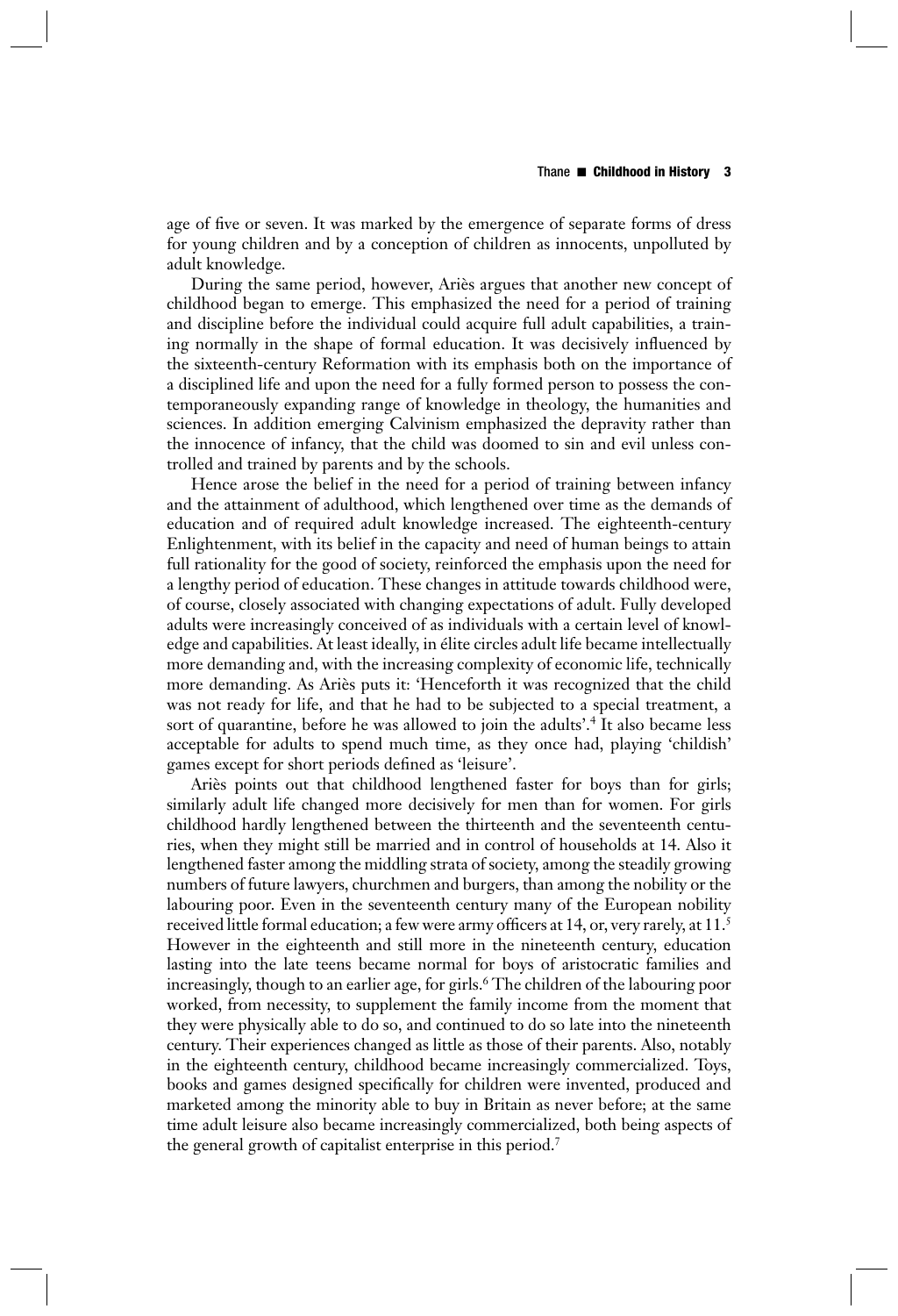age of five or seven. It was marked by the emergence of separate forms of dress for young children and by a conception of children as innocents, unpolluted by adult knowledge.

During the same period, however, Ariès argues that another new concept of childhood began to emerge. This emphasized the need for a period of training and discipline before the individual could acquire full adult capabilities, a training normally in the shape of formal education. It was decisively influenced by the sixteenth-century Reformation with its emphasis both on the importance of a disciplined life and upon the need for a fully formed person to possess the contemporaneously expanding range of knowledge in theology, the humanities and sciences. In addition emerging Calvinism emphasized the depravity rather than the innocence of infancy, that the child was doomed to sin and evil unless controlled and trained by parents and by the schools.

Hence arose the belief in the need for a period of training between infancy and the attainment of adulthood, which lengthened over time as the demands of education and of required adult knowledge increased. The eighteenth-century Enlightenment, with its belief in the capacity and need of human beings to attain full rationality for the good of society, reinforced the emphasis upon the need for a lengthy period of education. These changes in attitude towards childhood were, of course, closely associated with changing expectations of adult. Fully developed adults were increasingly conceived of as individuals with a certain level of knowledge and capabilities. At least ideally, in élite circles adult life became intellectually more demanding and, with the increasing complexity of economic life, technically more demanding. As Ariès puts it: 'Henceforth it was recognized that the child was not ready for life, and that he had to be subjected to a special treatment, a sort of quarantine, before he was allowed to join the adults'.[4] It also became less acceptable for adults to spend much time, as they once had, playing 'childish' games except for short periods defined as 'leisure'.

Ariès points out that childhood lengthened faster for boys than for girls; similarly adult life changed more decisively for men than for women. For girls childhood hardly lengthened between the thirteenth and the seventeenth centuries, when they might still be married and in control of households at 14. Also it lengthened faster among the middling strata of society, among the steadily growing numbers of future lawyers, churchmen and burgers, than among the nobility or the labouring poor. Even in the seventeenth century many of the European nobility received little formal education; a few were army officers at 14, or, very rarely, at 11.[5] However in the eighteenth and still more in the nineteenth century, education lasting into the late teens became normal for boys of aristocratic families and increasingly, though to an earlier age, for girls.[6] The children of the labouring poor worked, from necessity, to supplement the family income from the moment that they were physically able to do so, and continued to do so late into the nineteenth century. Their experiences changed as little as those of their parents. Also, notably in the eighteenth century, childhood became increasingly commercialized. Toys, books and games designed specifically for children were invented, produced and marketed among the minority able to buy in Britain as never before; at the same time adult leisure also became increasingly commercialized, both being aspects of the general growth of capitalist enterprise in this period.[7]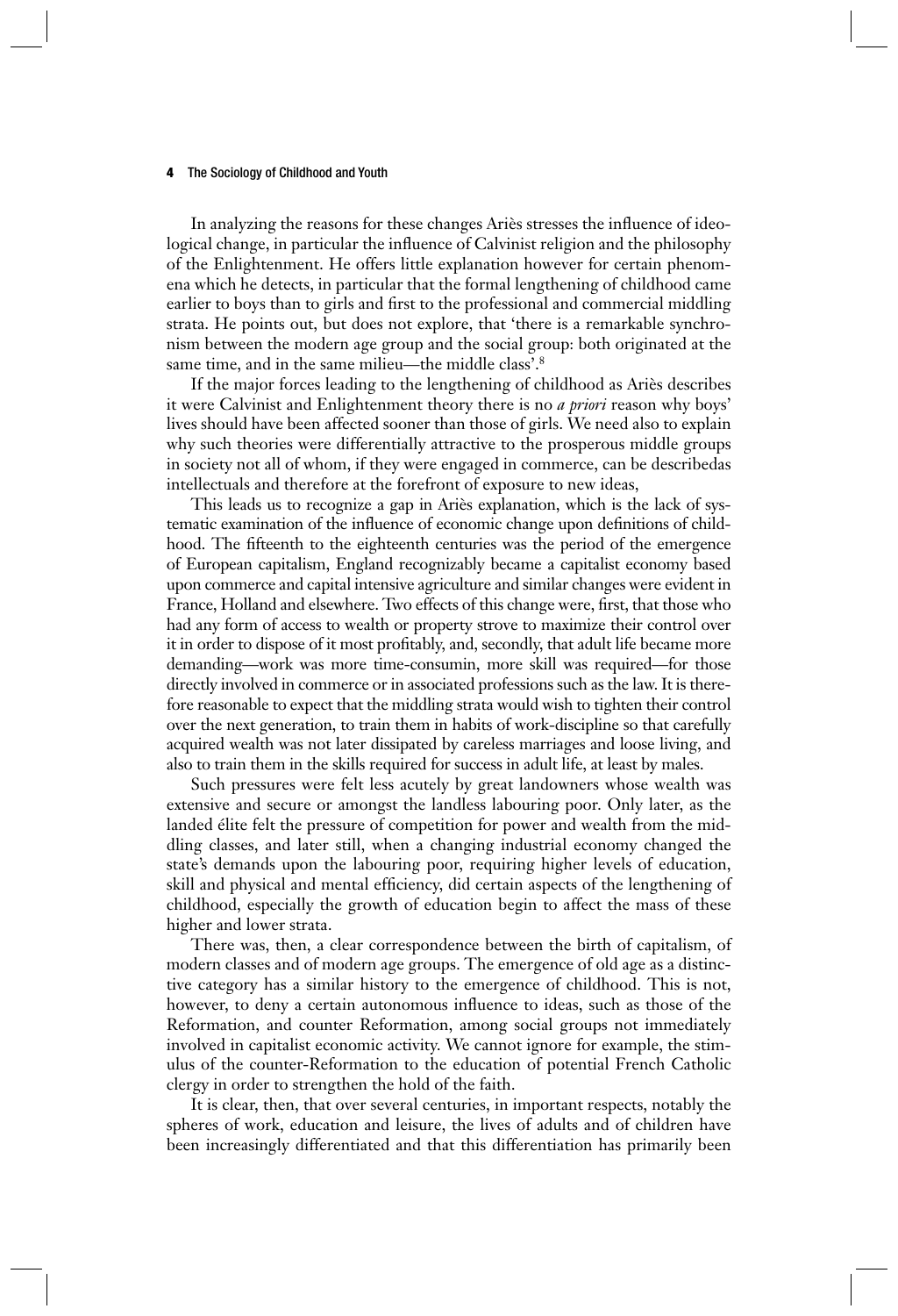In analyzing the reasons for these changes Ariès stresses the influence of ideological change, in particular the influence of Calvinist religion and the philosophy of the Enlightenment. He offers little explanation however for certain phenomena which he detects, in particular that the formal lengthening of childhood came earlier to boys than to girls and first to the professional and commercial middling strata. He points out, but does not explore, that 'there is a remarkable synchronism between the modern age group and the social group: both originated at the same time, and in the same milieu—the middle class'.[8]

If the major forces leading to the lengthening of childhood as Ariès describes it were Calvinist and Enlightenment theory there is no *a priori* reason why boys' lives should have been affected sooner than those of girls. We need also to explain why such theories were differentially attractive to the prosperous middle groups in society not all of whom, if they were engaged in commerce, can be describedas intellectuals and therefore at the forefront of exposure to new ideas,

This leads us to recognize a gap in Ariès explanation, which is the lack of systematic examination of the influence of economic change upon definitions of childhood. The fifteenth to the eighteenth centuries was the period of the emergence of European capitalism, England recognizably became a capitalist economy based upon commerce and capital intensive agriculture and similar changes were evident in France, Holland and elsewhere. Two effects of this change were, first, that those who had any form of access to wealth or property strove to maximize their control over it in order to dispose of it most profitably, and, secondly, that adult life became more demanding—work was more time-consumin, more skill was required—for those directly involved in commerce or in associated professions such as the law. It is therefore reasonable to expect that the middling strata would wish to tighten their control over the next generation, to train them in habits of work-discipline so that carefully acquired wealth was not later dissipated by careless marriages and loose living, and also to train them in the skills required for success in adult life, at least by males.

Such pressures were felt less acutely by great landowners whose wealth was extensive and secure or amongst the landless labouring poor. Only later, as the landed élite felt the pressure of competition for power and wealth from the middling classes, and later still, when a changing industrial economy changed the state's demands upon the labouring poor, requiring higher levels of education, skill and physical and mental efficiency, did certain aspects of the lengthening of childhood, especially the growth of education begin to affect the mass of these higher and lower strata.

There was, then, a clear correspondence between the birth of capitalism, of modern classes and of modern age groups. The emergence of old age as a distinctive category has a similar history to the emergence of childhood. This is not, however, to deny a certain autonomous influence to ideas, such as those of the Reformation, and counter Reformation, among social groups not immediately involved in capitalist economic activity. We cannot ignore for example, the stimulus of the counter-Reformation to the education of potential French Catholic clergy in order to strengthen the hold of the faith.

It is clear, then, that over several centuries, in important respects, notably the spheres of work, education and leisure, the lives of adults and of children have been increasingly differentiated and that this differentiation has primarily been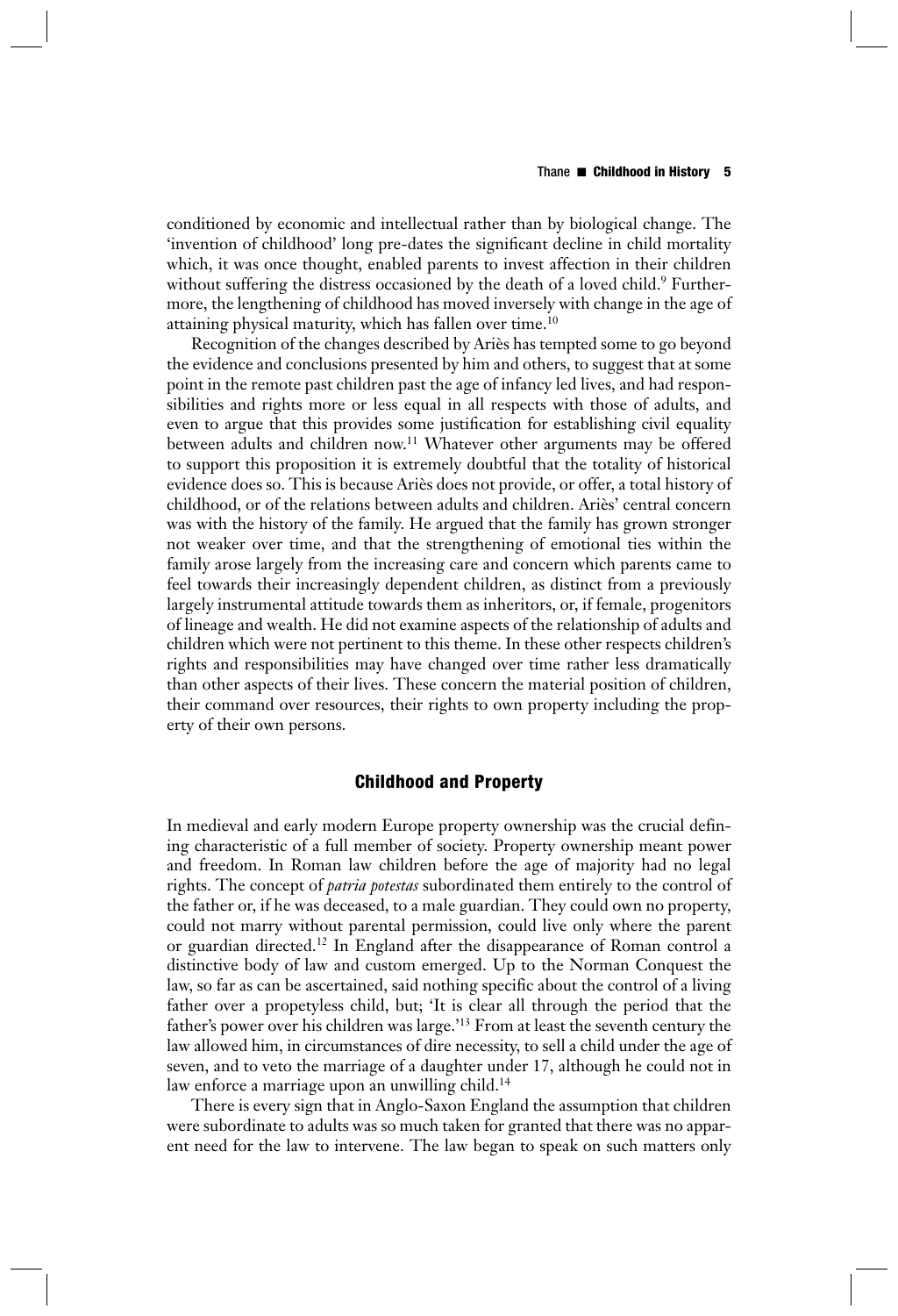conditioned by economic and intellectual rather than by biological change. The 'invention of childhood' long pre-dates the significant decline in child mortality which, it was once thought, enabled parents to invest affection in their children without suffering the distress occasioned by the death of a loved child.[9] Furthermore, the lengthening of childhood has moved inversely with change in the age of attaining physical maturity, which has fallen over time.[10]

Recognition of the changes described by Ariès has tempted some to go beyond the evidence and conclusions presented by him and others, to suggest that at some point in the remote past children past the age of infancy led lives, and had responsibilities and rights more or less equal in all respects with those of adults, and even to argue that this provides some justification for establishing civil equality between adults and children now.[11] Whatever other arguments may be offered to support this proposition it is extremely doubtful that the totality of historical evidence does so. This is because Ariès does not provide, or offer, a total history of childhood, or of the relations between adults and children. Ariès' central concern was with the history of the family. He argued that the family has grown stronger not weaker over time, and that the strengthening of emotional ties within the family arose largely from the increasing care and concern which parents came to feel towards their increasingly dependent children, as distinct from a previously largely instrumental attitude towards them as inheritors, or, if female, progenitors of lineage and wealth. He did not examine aspects of the relationship of adults and children which were not pertinent to this theme. In these other respects children's rights and responsibilities may have changed over time rather less dramatically than other aspects of their lives. These concern the material position of children, their command over resources, their rights to own property including the property of their own persons.

## Childhood and Property

In medieval and early modern Europe property ownership was the crucial defining characteristic of a full member of society. Property ownership meant power and freedom. In Roman law children before the age of majority had no legal rights. The concept of *patria potestas* subordinated them entirely to the control of the father or, if he was deceased, to a male guardian. They could own no property, could not marry without parental permission, could live only where the parent or guardian directed.[12] In England after the disappearance of Roman control a distinctive body of law and custom emerged. Up to the Norman Conquest the law, so far as can be ascertained, said nothing specific about the control of a living father over a propetyless child, but; 'It is clear all through the period that the father's power over his children was large.'[13] From at least the seventh century the law allowed him, in circumstances of dire necessity, to sell a child under the age of seven, and to veto the marriage of a daughter under 17, although he could not in law enforce a marriage upon an unwilling child.[14]

There is every sign that in Anglo-Saxon England the assumption that children were subordinate to adults was so much taken for granted that there was no apparent need for the law to intervene. The law began to speak on such matters only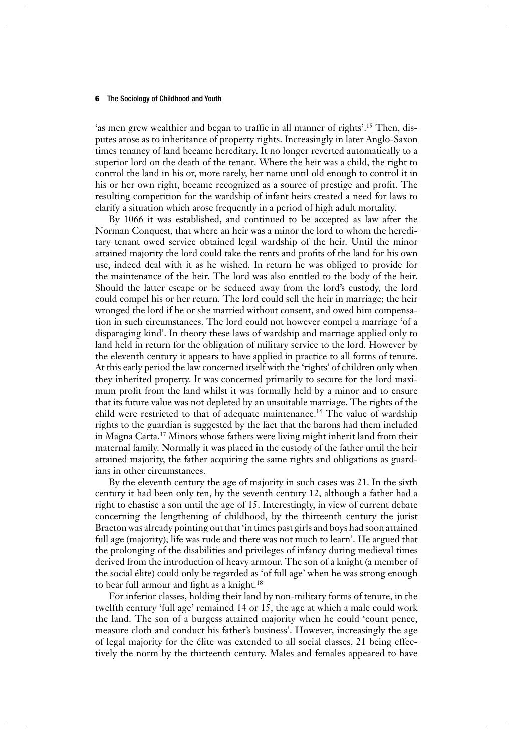'as men grew wealthier and began to traffic in all manner of rights'.[15] Then, disputes arose as to inheritance of property rights. Increasingly in later Anglo-Saxon times tenancy of land became hereditary. It no longer reverted automatically to a superior lord on the death of the tenant. Where the heir was a child, the right to control the land in his or, more rarely, her name until old enough to control it in his or her own right, became recognized as a source of prestige and profit. The resulting competition for the wardship of infant heirs created a need for laws to clarify a situation which arose frequently in a period of high adult mortality.

By 1066 it was established, and continued to be accepted as law after the Norman Conquest, that where an heir was a minor the lord to whom the hereditary tenant owed service obtained legal wardship of the heir. Until the minor attained majority the lord could take the rents and profits of the land for his own use, indeed deal with it as he wished. In return he was obliged to provide for the maintenance of the heir. The lord was also entitled to the body of the heir. Should the latter escape or be seduced away from the lord's custody, the lord could compel his or her return. The lord could sell the heir in marriage; the heir wronged the lord if he or she married without consent, and owed him compensation in such circumstances. The lord could not however compel a marriage 'of a disparaging kind'. In theory these laws of wardship and marriage applied only to land held in return for the obligation of military service to the lord. However by the eleventh century it appears to have applied in practice to all forms of tenure. At this early period the law concerned itself with the 'rights' of children only when they inherited property. It was concerned primarily to secure for the lord maximum profit from the land whilst it was formally held by a minor and to ensure that its future value was not depleted by an unsuitable marriage. The rights of the child were restricted to that of adequate maintenance.[16] The value of wardship rights to the guardian is suggested by the fact that the barons had them included in Magna Carta.[17] Minors whose fathers were living might inherit land from their maternal family. Normally it was placed in the custody of the father until the heir attained majority, the father acquiring the same rights and obligations as guardians in other circumstances.

By the eleventh century the age of majority in such cases was 21. In the sixth century it had been only ten, by the seventh century 12, although a father had a right to chastise a son until the age of 15. Interestingly, in view of current debate concerning the lengthening of childhood, by the thirteenth century the jurist Bracton was already pointing out that 'in times past girls and boys had soon attained full age (majority); life was rude and there was not much to learn'. He argued that the prolonging of the disabilities and privileges of infancy during medieval times derived from the introduction of heavy armour. The son of a knight (a member of the social élite) could only be regarded as 'of full age' when he was strong enough to bear full armour and fight as a knight.[18]

For inferior classes, holding their land by non-military forms of tenure, in the twelfth century 'full age' remained 14 or 15, the age at which a male could work the land. The son of a burgess attained majority when he could 'count pence, measure cloth and conduct his father's business'. However, increasingly the age of legal majority for the élite was extended to all social classes, 21 being effectively the norm by the thirteenth century. Males and females appeared to have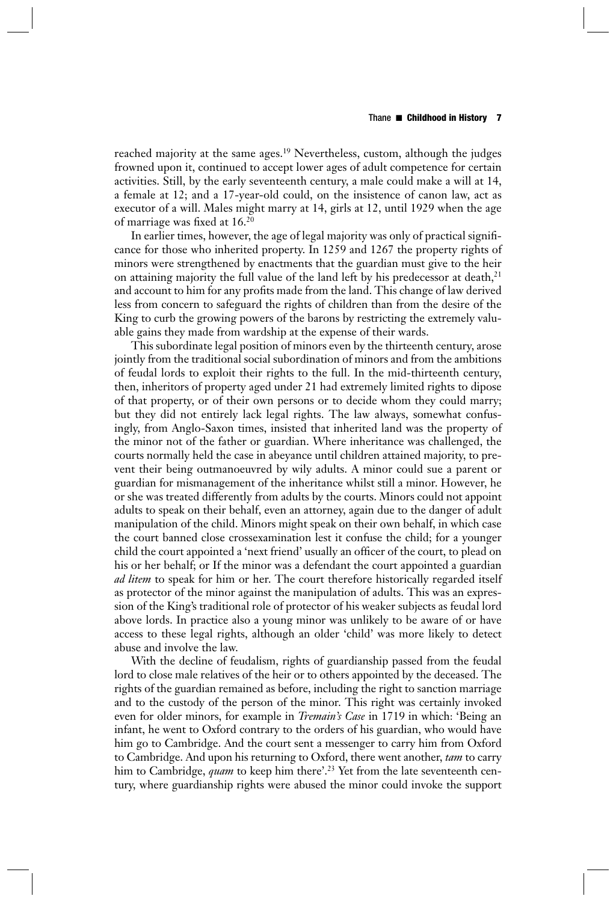reached majority at the same ages.[19] Nevertheless, custom, although the judges frowned upon it, continued to accept lower ages of adult competence for certain activities. Still, by the early seventeenth century, a male could make a will at 14, a female at 12; and a 17-year-old could, on the insistence of canon law, act as executor of a will. Males might marry at 14, girls at 12, until 1929 when the age of marriage was fixed at 16.[20]

In earlier times, however, the age of legal majority was only of practical significance for those who inherited property. In 1259 and 1267 the property rights of minors were strengthened by enactments that the guardian must give to the heir on attaining majority the full value of the land left by his predecessor at death,[21] and account to him for any profits made from the land. This change of law derived less from concern to safeguard the rights of children than from the desire of the King to curb the growing powers of the barons by restricting the extremely valuable gains they made from wardship at the expense of their wards.

This subordinate legal position of minors even by the thirteenth century, arose jointly from the traditional social subordination of minors and from the ambitions of feudal lords to exploit their rights to the full. In the mid-thirteenth century, then, inheritors of property aged under 21 had extremely limited rights to dipose of that property, or of their own persons or to decide whom they could marry; but they did not entirely lack legal rights. The law always, somewhat confusingly, from Anglo-Saxon times, insisted that inherited land was the property of the minor not of the father or guardian. Where inheritance was challenged, the courts normally held the case in abeyance until children attained majority, to prevent their being outmanoeuvred by wily adults. A minor could sue a parent or guardian for mismanagement of the inheritance whilst still a minor. However, he or she was treated differently from adults by the courts. Minors could not appoint adults to speak on their behalf, even an attorney, again due to the danger of adult manipulation of the child. Minors might speak on their own behalf, in which case the court banned close crossexamination lest it confuse the child; for a younger child the court appointed a 'next friend' usually an officer of the court, to plead on his or her behalf; or If the minor was a defendant the court appointed a guardian *ad litem* to speak for him or her. The court therefore historically regarded itself as protector of the minor against the manipulation of adults. This was an expression of the King's traditional role of protector of his weaker subjects as feudal lord above lords. In practice also a young minor was unlikely to be aware of or have access to these legal rights, although an older 'child' was more likely to detect abuse and involve the law.

With the decline of feudalism, rights of guardianship passed from the feudal lord to close male relatives of the heir or to others appointed by the deceased. The rights of the guardian remained as before, including the right to sanction marriage and to the custody of the person of the minor. This right was certainly invoked even for older minors, for example in *Tremain's Case* in 1719 in which: 'Being an infant, he went to Oxford contrary to the orders of his guardian, who would have him go to Cambridge. And the court sent a messenger to carry him from Oxford to Cambridge. And upon his returning to Oxford, there went another, *tam* to carry him to Cambridge, *quam* to keep him there'.[23] Yet from the late seventeenth century, where guardianship rights were abused the minor could invoke the support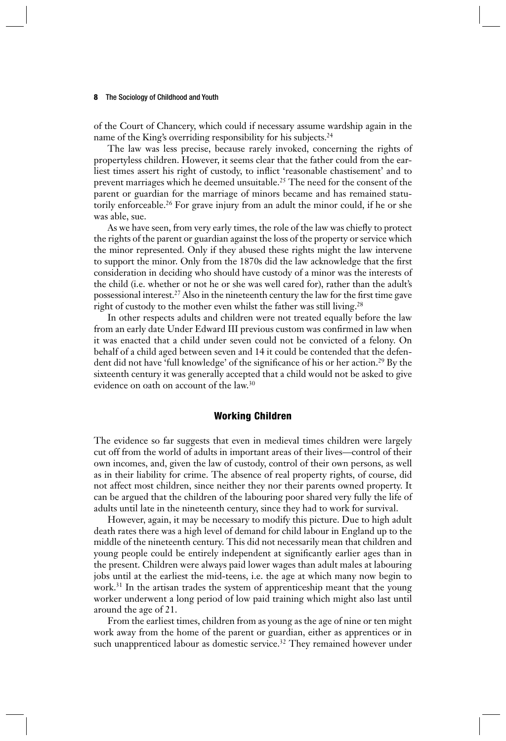of the Court of Chancery, which could if necessary assume wardship again in the name of the King's overriding responsibility for his subjects.[24]

The law was less precise, because rarely invoked, concerning the rights of propertyless children. However, it seems clear that the father could from the earliest times assert his right of custody, to inflict 'reasonable chastisement' and to prevent marriages which he deemed unsuitable.[25] The need for the consent of the parent or guardian for the marriage of minors became and has remained statutorily enforceable.[26] For grave injury from an adult the minor could, if he or she was able, sue.

As we have seen, from very early times, the role of the law was chiefly to protect the rights of the parent or guardian against the loss of the property or service which the minor represented. Only if they abused these rights might the law intervene to support the minor. Only from the 1870s did the law acknowledge that the first consideration in deciding who should have custody of a minor was the interests of the child (i.e. whether or not he or she was well cared for), rather than the adult's possessional interest.[27] Also in the nineteenth century the law for the first time gave right of custody to the mother even whilst the father was still living.[28]

In other respects adults and children were not treated equally before the law from an early date Under Edward III previous custom was confirmed in law when it was enacted that a child under seven could not be convicted of a felony. On behalf of a child aged between seven and 14 it could be contended that the defendent did not have 'full knowledge' of the significance of his or her action.[29] By the sixteenth century it was generally accepted that a child would not be asked to give evidence on oath on account of the law.[30]

## Working Children

The evidence so far suggests that even in medieval times children were largely cut off from the world of adults in important areas of their lives—control of their own incomes, and, given the law of custody, control of their own persons, as well as in their liability for crime. The absence of real property rights, of course, did not affect most children, since neither they nor their parents owned property. It can be argued that the children of the labouring poor shared very fully the life of adults until late in the nineteenth century, since they had to work for survival.

However, again, it may be necessary to modify this picture. Due to high adult death rates there was a high level of demand for child labour in England up to the middle of the nineteenth century. This did not necessarily mean that children and young people could be entirely independent at significantly earlier ages than in the present. Children were always paid lower wages than adult males at labouring jobs until at the earliest the mid-teens, i.e. the age at which many now begin to work.[31] In the artisan trades the system of apprenticeship meant that the young worker underwent a long period of low paid training which might also last until around the age of 21.

From the earliest times, children from as young as the age of nine or ten might work away from the home of the parent or guardian, either as apprentices or in such unapprenticed labour as domestic service.[32] They remained however under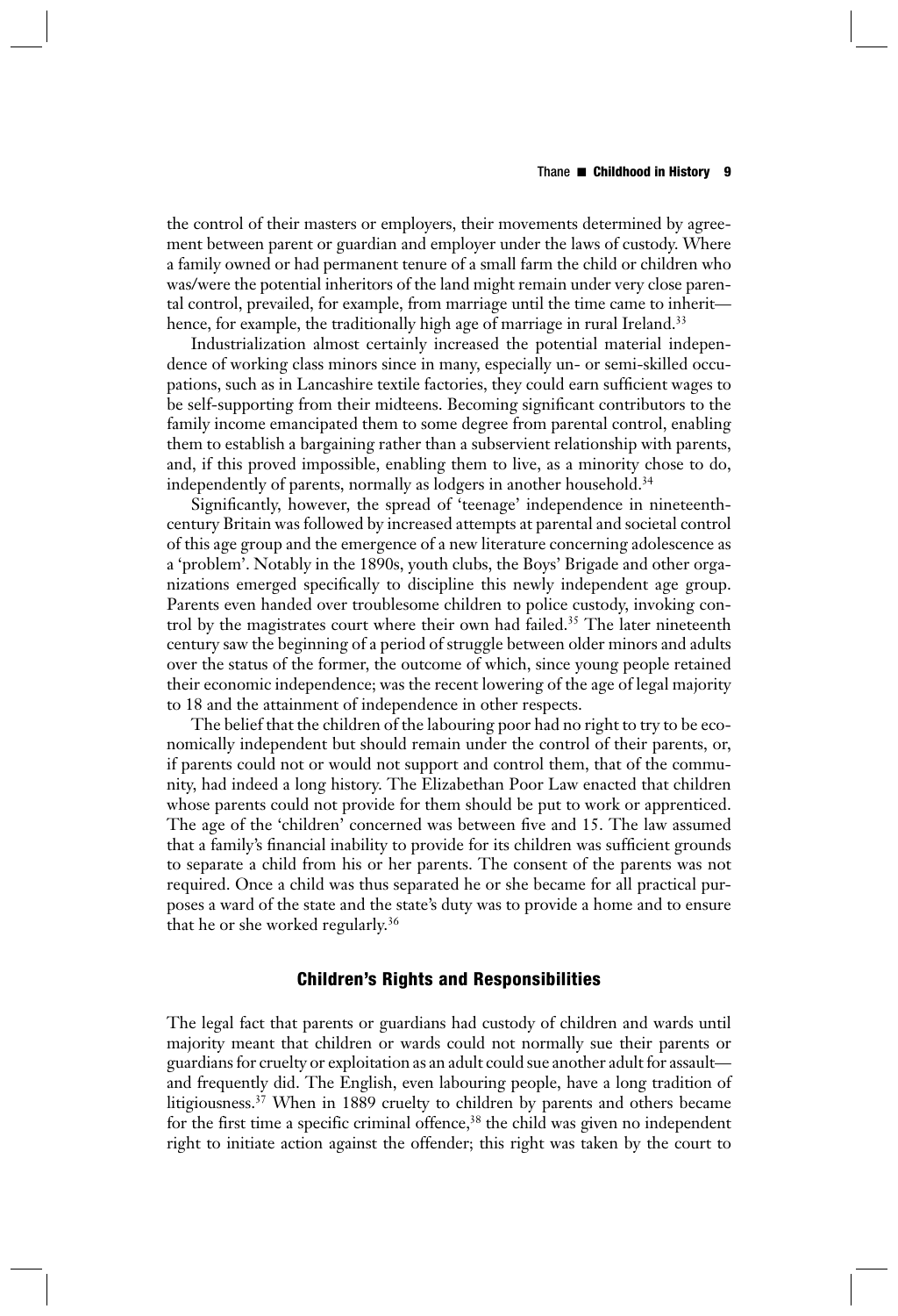the control of their masters or employers, their movements determined by agreement between parent or guardian and employer under the laws of custody. Where a family owned or had permanent tenure of a small farm the child or children who was/were the potential inheritors of the land might remain under very close parental control, prevailed, for example, from marriage until the time came to inherit—hence, for example, the traditionally high age of marriage in rural Ireland.[33]

Industrialization almost certainly increased the potential material independence of working class minors since in many, especially un- or semi-skilled occupations, such as in Lancashire textile factories, they could earn sufficient wages to be self-supporting from their midteens. Becoming significant contributors to the family income emancipated them to some degree from parental control, enabling them to establish a bargaining rather than a subservient relationship with parents, and, if this proved impossible, enabling them to live, as a minority chose to do, independently of parents, normally as lodgers in another household.[34]

Significantly, however, the spread of 'teenage' independence in nineteenth-century Britain was followed by increased attempts at parental and societal control of this age group and the emergence of a new literature concerning adolescence as a 'problem'. Notably in the 1890s, youth clubs, the Boys' Brigade and other organizations emerged specifically to discipline this newly independent age group. Parents even handed over troublesome children to police custody, invoking control by the magistrates court where their own had failed.[35] The later nineteenth century saw the beginning of a period of struggle between older minors and adults over the status of the former, the outcome of which, since young people retained their economic independence; was the recent lowering of the age of legal majority to 18 and the attainment of independence in other respects.

The belief that the children of the labouring poor had no right to try to be economically independent but should remain under the control of their parents, or, if parents could not or would not support and control them, that of the community, had indeed a long history. The Elizabethan Poor Law enacted that children whose parents could not provide for them should be put to work or apprenticed. The age of the 'children' concerned was between five and 15. The law assumed that a family's financial inability to provide for its children was sufficient grounds to separate a child from his or her parents. The consent of the parents was not required. Once a child was thus separated he or she became for all practical purposes a ward of the state and the state's duty was to provide a home and to ensure that he or she worked regularly.[36]

## Children's Rights and Responsibilities

The legal fact that parents or guardians had custody of children and wards until majority meant that children or wards could not normally sue their parents or guardians for cruelty or exploitation as an adult could sue another adult for assault—and frequently did. The English, even labouring people, have a long tradition of litigiousness.[37] When in 1889 cruelty to children by parents and others became for the first time a specific criminal offence,[38] the child was given no independent right to initiate action against the offender; this right was taken by the court to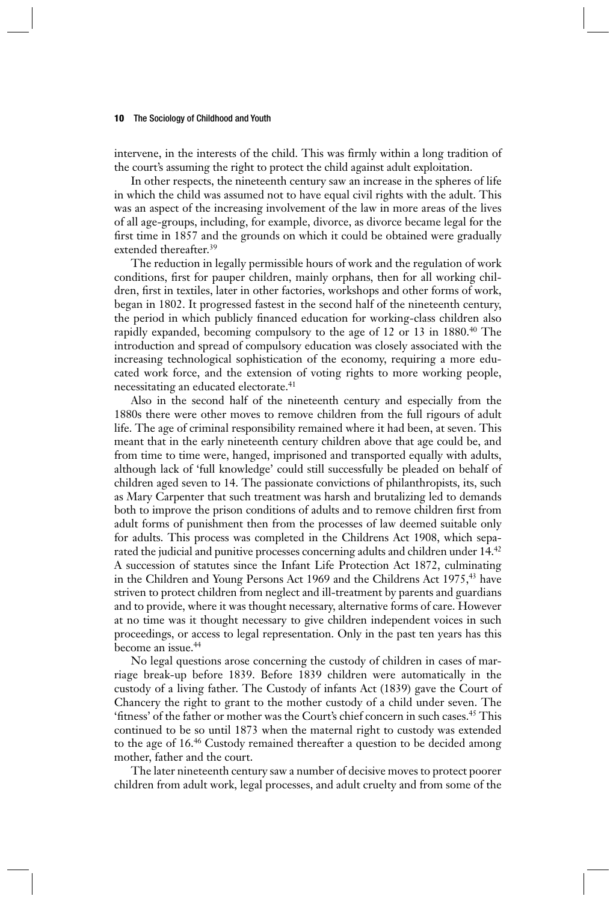intervene, in the interests of the child. This was firmly within a long tradition of the court's assuming the right to protect the child against adult exploitation.

In other respects, the nineteenth century saw an increase in the spheres of life in which the child was assumed not to have equal civil rights with the adult. This was an aspect of the increasing involvement of the law in more areas of the lives of all age-groups, including, for example, divorce, as divorce became legal for the first time in 1857 and the grounds on which it could be obtained were gradually extended thereafter.[39]

The reduction in legally permissible hours of work and the regulation of work conditions, first for pauper children, mainly orphans, then for all working children, first in textiles, later in other factories, workshops and other forms of work, began in 1802. It progressed fastest in the second half of the nineteenth century, the period in which publicly financed education for working-class children also rapidly expanded, becoming compulsory to the age of 12 or 13 in 1880.[40] The introduction and spread of compulsory education was closely associated with the increasing technological sophistication of the economy, requiring a more educated work force, and the extension of voting rights to more working people, necessitating an educated electorate.[41]

Also in the second half of the nineteenth century and especially from the 1880s there were other moves to remove children from the full rigours of adult life. The age of criminal responsibility remained where it had been, at seven. This meant that in the early nineteenth century children above that age could be, and from time to time were, hanged, imprisoned and transported equally with adults, although lack of 'full knowledge' could still successfully be pleaded on behalf of children aged seven to 14. The passionate convictions of philanthropists, its, such as Mary Carpenter that such treatment was harsh and brutalizing led to demands both to improve the prison conditions of adults and to remove children first from adult forms of punishment then from the processes of law deemed suitable only for adults. This process was completed in the Childrens Act 1908, which separated the judicial and punitive processes concerning adults and children under 14.[42] A succession of statutes since the Infant Life Protection Act 1872, culminating in the Children and Young Persons Act 1969 and the Childrens Act 1975,[43] have striven to protect children from neglect and ill-treatment by parents and guardians and to provide, where it was thought necessary, alternative forms of care. However at no time was it thought necessary to give children independent voices in such proceedings, or access to legal representation. Only in the past ten years has this become an issue.[44]

No legal questions arose concerning the custody of children in cases of marriage break-up before 1839. Before 1839 children were automatically in the custody of a living father. The Custody of infants Act (1839) gave the Court of Chancery the right to grant to the mother custody of a child under seven. The 'fitness' of the father or mother was the Court's chief concern in such cases.[45] This continued to be so until 1873 when the maternal right to custody was extended to the age of 16.[46] Custody remained thereafter a question to be decided among mother, father and the court.

The later nineteenth century saw a number of decisive moves to protect poorer children from adult work, legal processes, and adult cruelty and from some of the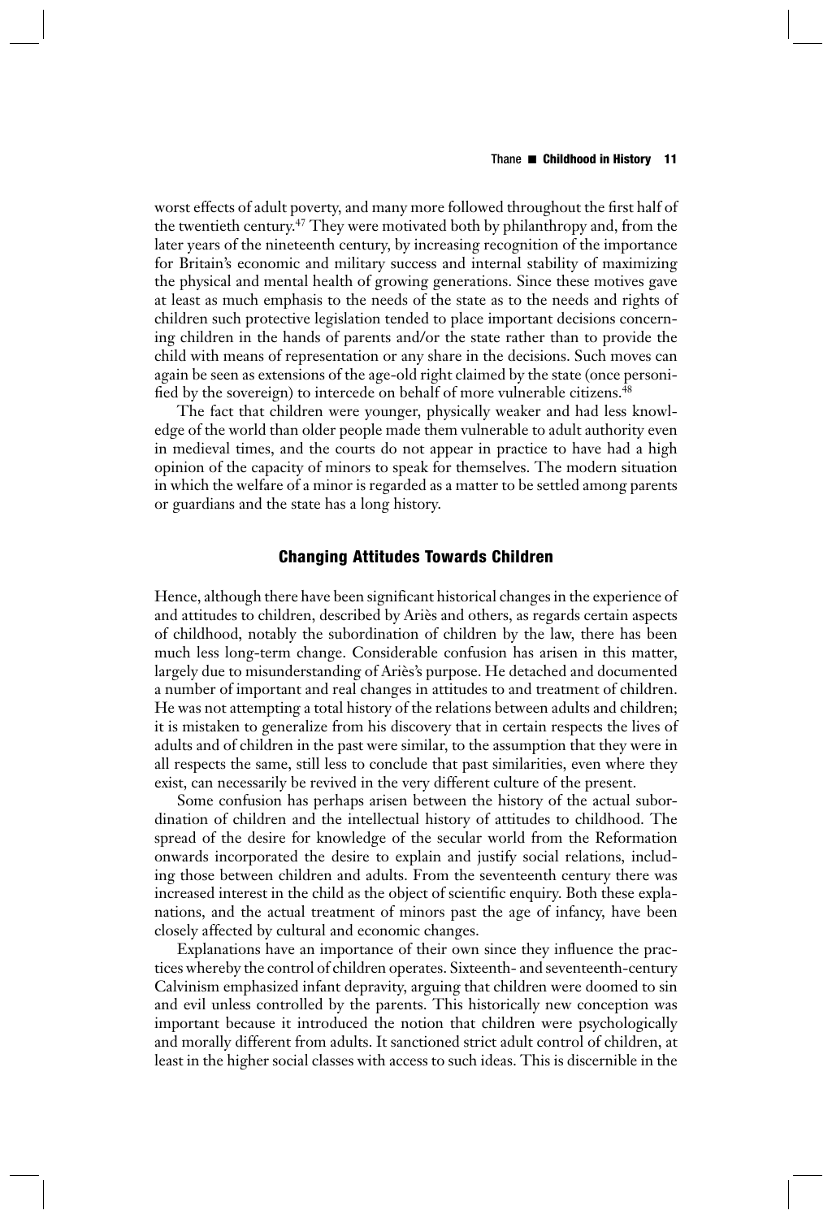worst effects of adult poverty, and many more followed throughout the first half of the twentieth century.[47] They were motivated both by philanthropy and, from the later years of the nineteenth century, by increasing recognition of the importance for Britain's economic and military success and internal stability of maximizing the physical and mental health of growing generations. Since these motives gave at least as much emphasis to the needs of the state as to the needs and rights of children such protective legislation tended to place important decisions concerning children in the hands of parents and/or the state rather than to provide the child with means of representation or any share in the decisions. Such moves can again be seen as extensions of the age-old right claimed by the state (once personified by the sovereign) to intercede on behalf of more vulnerable citizens.[48]

The fact that children were younger, physically weaker and had less knowledge of the world than older people made them vulnerable to adult authority even in medieval times, and the courts do not appear in practice to have had a high opinion of the capacity of minors to speak for themselves. The modern situation in which the welfare of a minor is regarded as a matter to be settled among parents or guardians and the state has a long history.

## Changing Attitudes Towards Children

Hence, although there have been significant historical changes in the experience of and attitudes to children, described by Ariès and others, as regards certain aspects of childhood, notably the subordination of children by the law, there has been much less long-term change. Considerable confusion has arisen in this matter, largely due to misunderstanding of Ariès's purpose. He detached and documented a number of important and real changes in attitudes to and treatment of children. He was not attempting a total history of the relations between adults and children; it is mistaken to generalize from his discovery that in certain respects the lives of adults and of children in the past were similar, to the assumption that they were in all respects the same, still less to conclude that past similarities, even where they exist, can necessarily be revived in the very different culture of the present.

Some confusion has perhaps arisen between the history of the actual subordination of children and the intellectual history of attitudes to childhood. The spread of the desire for knowledge of the secular world from the Reformation onwards incorporated the desire to explain and justify social relations, including those between children and adults. From the seventeenth century there was increased interest in the child as the object of scientific enquiry. Both these explanations, and the actual treatment of minors past the age of infancy, have been closely affected by cultural and economic changes.

Explanations have an importance of their own since they influence the practices whereby the control of children operates. Sixteenth- and seventeenth-century Calvinism emphasized infant depravity, arguing that children were doomed to sin and evil unless controlled by the parents. This historically new conception was important because it introduced the notion that children were psychologically and morally different from adults. It sanctioned strict adult control of children, at least in the higher social classes with access to such ideas. This is discernible in the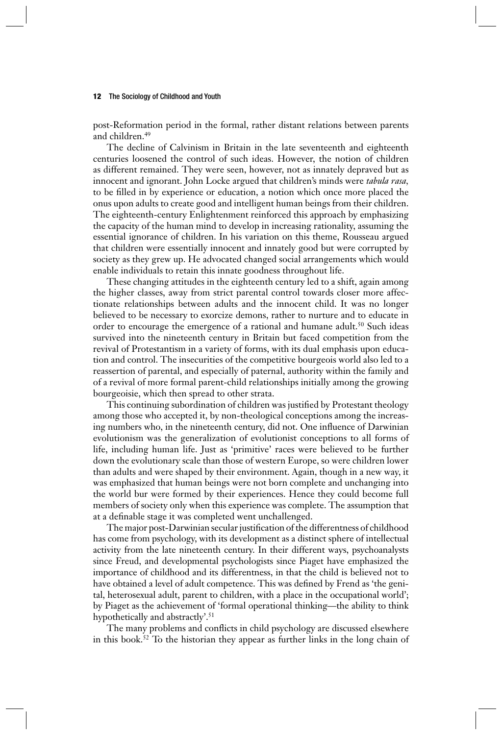post-Reformation period in the formal, rather distant relations between parents and children.[49]

The decline of Calvinism in Britain in the late seventeenth and eighteenth centuries loosened the control of such ideas. However, the notion of children as different remained. They were seen, however, not as innately depraved but as innocent and ignorant. John Locke argued that children's minds were *tabula rasa*, to be filled in by experience or education, a notion which once more placed the onus upon adults to create good and intelligent human beings from their children. The eighteenth-century Enlightenment reinforced this approach by emphasizing the capacity of the human mind to develop in increasing rationality, assuming the essential ignorance of children. In his variation on this theme, Rousseau argued that children were essentially innocent and innately good but were corrupted by society as they grew up. He advocated changed social arrangements which would enable individuals to retain this innate goodness throughout life.

These changing attitudes in the eighteenth century led to a shift, again among the higher classes, away from strict parental control towards closer more affectionate relationships between adults and the innocent child. It was no longer believed to be necessary to exorcize demons, rather to nurture and to educate in order to encourage the emergence of a rational and humane adult.[50] Such ideas survived into the nineteenth century in Britain but faced competition from the revival of Protestantism in a variety of forms, with its dual emphasis upon education and control. The insecurities of the competitive bourgeois world also led to a reassertion of parental, and especially of paternal, authority within the family and of a revival of more formal parent-child relationships initially among the growing bourgeoisie, which then spread to other strata.

This continuing subordination of children was justified by Protestant theology among those who accepted it, by non-theological conceptions among the increasing numbers who, in the nineteenth century, did not. One influence of Darwinian evolutionism was the generalization of evolutionist conceptions to all forms of life, including human life. Just as 'primitive' races were believed to be further down the evolutionary scale than those of western Europe, so were children lower than adults and were shaped by their environment. Again, though in a new way, it was emphasized that human beings were not born complete and unchanging into the world bur were formed by their experiences. Hence they could become full members of society only when this experience was complete. The assumption that at a definable stage it was completed went unchallenged.

The major post-Darwinian secular justification of the differentness of childhood has come from psychology, with its development as a distinct sphere of intellectual activity from the late nineteenth century. In their different ways, psychoanalysts since Freud, and developmental psychologists since Piaget have emphasized the importance of childhood and its differentness, in that the child is believed not to have obtained a level of adult competence. This was defined by Frend as 'the genital, heterosexual adult, parent to children, with a place in the occupational world'; by Piaget as the achievement of 'formal operational thinking—the ability to think hypothetically and abstractly'.[51]

The many problems and conflicts in child psychology are discussed elsewhere in this book.[52] To the historian they appear as further links in the long chain of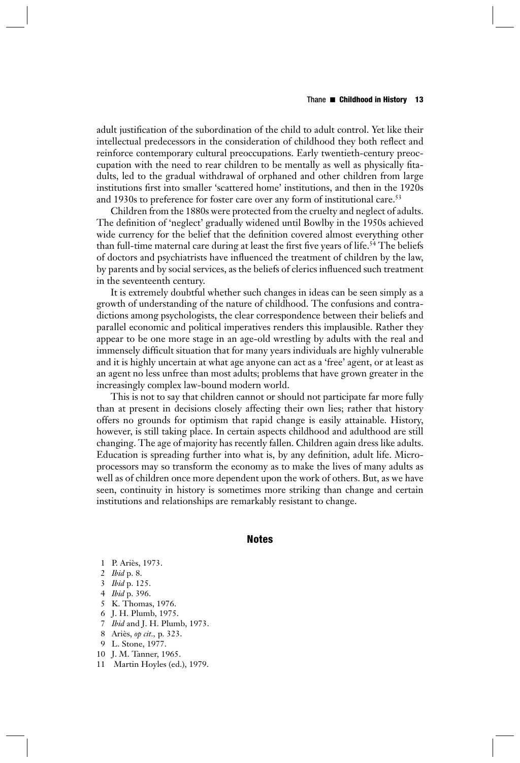adult justification of the subordination of the child to adult control. Yet like their intellectual predecessors in the consideration of childhood they both reflect and reinforce contemporary cultural preoccupations. Early twentieth-century preoccupation with the need to rear children to be mentally as well as physically fit-adults, led to the gradual withdrawal of orphaned and other children from large institutions first into smaller 'scattered home' institutions, and then in the 1920s and 1930s to preference for foster care over any form of institutional care.[53]

Children from the 1880s were protected from the cruelty and neglect of adults. The definition of 'neglect' gradually widened until Bowlby in the 1950s achieved wide currency for the belief that the definition covered almost everything other than full-time maternal care during at least the first five years of life.[54] The beliefs of doctors and psychiatrists have influenced the treatment of children by the law, by parents and by social services, as the beliefs of clerics influenced such treatment in the seventeenth century.

It is extremely doubtful whether such changes in ideas can be seen simply as a growth of understanding of the nature of childhood. The confusions and contradictions among psychologists, the clear correspondence between their beliefs and parallel economic and political imperatives renders this implausible. Rather they appear to be one more stage in an age-old wrestling by adults with the real and immensely difficult situation that for many years individuals are highly vulnerable and it is highly uncertain at what age anyone can act as a 'free' agent, or at least as an agent no less unfree than most adults; problems that have grown greater in the increasingly complex law-bound modern world.

This is not to say that children cannot or should not participate far more fully than at present in decisions closely affecting their own lies; rather that history offers no grounds for optimism that rapid change is easily attainable. History, however, is still taking place. In certain aspects childhood and adulthood are still changing. The age of majority has recently fallen. Children again dress like adults. Education is spreading further into what is, by any definition, adult life. Microprocessors may so transform the economy as to make the lives of many adults as well as of children once more dependent upon the work of others. But, as we have seen, continuity in history is sometimes more striking than change and certain institutions and relationships are remarkably resistant to change.

## Notes

1. P. Ariès, 1973.
2. *Ibid* p. 8.
3. *Ibid* p. 125.
4. *Ibid* p. 396.
5. K. Thomas, 1976.
6. J. H. Plumb, 1975.
7. *Ibid* and J. H. Plumb, 1973.
8. Ariès, *op cit.*, p. 323.
9. L. Stone, 1977.
10. J. M. Tanner, 1965.
11. Martin Hoyles (ed.), 1979.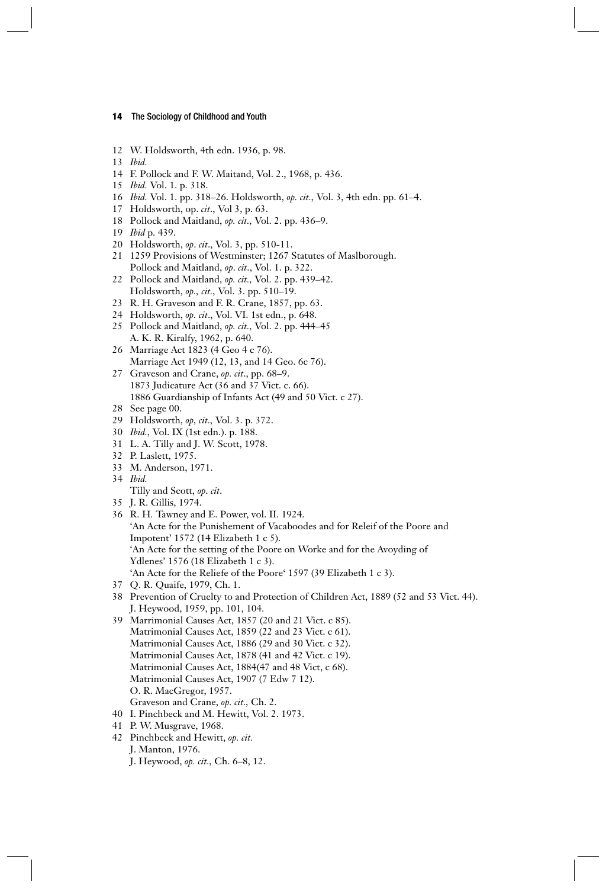12 W. Holdsworth, 4th edn. 1936, p. 98.

13 *Ibid.*

14 F. Pollock and F. W. Maitand, Vol. 2., 1968, p. 436.

15 *Ibid.* Vol. 1. p. 318.

16 *Ibid.* Vol. 1. pp. 318–26. Holdsworth, *op. cit.*, Vol. 3, 4th edn. pp. 61–4.

17 Holdsworth, op. *cit*., Vol 3, p. 63.

18 Pollock and Maitland, *op. cit.*, Vol. 2. pp. 436–9.

19 *Ibid* p. 439.

20 Holdsworth, *op*. *cit*., Vol. 3, pp. 510-11.

21 1259 Provisions of Westminster; 1267 Statutes of Maslborough.
Pollock and Maitland, *op*. *cit*., Vol. 1. p. 322.

22 Pollock and Maitland, *op. cit.*, Vol. 2. pp. 439–42.
Holdsworth, *op*., *cit*., Vol. 3. pp. 510–19.

23 R. H. Graveson and F. R. Crane, 1857, pp. 63.

24 Holdsworth, *op. cit*., Vol. VI. 1st edn., p. 648.

25 Pollock and Maitland, *op. cit.*, Vol. 2. pp. 444–45
A. K. R. Kiralfy, 1962, p. 640.

26 Marriage Act 1823 (4 Geo 4 c 76).
Marriage Act 1949 (12, 13, and 14 Geo. 6c 76).

27 Graveson and Crane, *op. cit*., pp. 68–9.
1873 Judicature Act (36 and 37 Vict. c. 66).
1886 Guardianship of Infants Act (49 and 50 Vict. c 27).

28 See page 00.

29 Holdsworth, *op*, *cit*., Vol. 3. p. 372.

30 *Ibid.*, Vol. IX (1st edn.). p. 188.

31 L. A. Tilly and J. W. Scott, 1978.

32 P. Laslett, 1975.

33 M. Anderson, 1971.

34 *Ibid.*
Tilly and Scott, *op*. *cit*.

35 J. R. Gillis, 1974.

36 R. H. Tawney and E. Power, vol. II. 1924.
'An Acte for the Punishement of Vacaboodes and for Releif of the Poore and Impotent' 1572 (14 Elizabeth 1 c 5).
'An Acte for the setting of the Poore on Worke and for the Avoyding of Ydlenes' 1576 (18 Elizabeth 1 c 3).
'An Acte for the Reliefe of the Poore' 1597 (39 Elizabeth 1 c 3).

37 Q. R. Quaife, 1979, Ch. 1.

38 Prevention of Cruelty to and Protection of Children Act, 1889 (52 and 53 Vict. 44).
J. Heywood, 1959, pp. 101, 104.

39 Marrimonial Causes Act, 1857 (20 and 21 Vict. c 85).
Matrimonial Causes Act, 1859 (22 and 23 Vict. c 61).
Matrimonial Causes Act, 1886 (29 and 30 Vict. c 32).
Matrimonial Causes Act, 1878 (41 and 42 Vict. c 19).
Matrimonial Causes Act, 1884(47 and 48 Vict, c 68).
Matrimonial Causes Act, 1907 (7 Edw 7 12).
O. R. MacGregor, 1957.
Graveson and Crane, *op. cit*., Ch. 2.

40 I. Pinchbeck and M. Hewitt, Vol. 2. 1973.

41 P. W. Musgrave, 1968.

42 Pinchbeck and Hewitt, *op. cit.*
J. Manton, 1976.
J. Heywood, *op. cit*., Ch. 6–8, 12.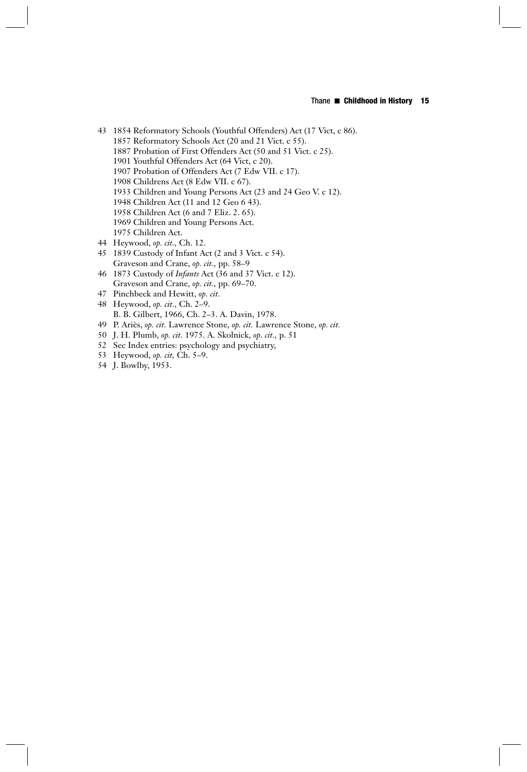43 1854 Reformatory Schools (Youthful Offenders) Act (17 Vict, c 86).
1857 Reformatory Schools Act (20 and 21 Vict. c 55).
1887 Probation of First Offenders Act (50 and 51 Vict. c 25).
1901 Youthful Offenders Act (64 Vict, c 20).
1907 Probation of Offenders Act (7 Edw VII. c 17).
1908 Childrens Act (8 Edw VII. c 67).
1933 Children and Young Persons Act (23 and 24 Geo V. c 12).
1948 Children Act (11 and 12 Geo 6 43).
1958 Children Act (6 and 7 Eliz. 2. 65).
1969 Children and Young Persons Act.
1975 Children Act.

44 Heywood, *op. cit.*, Ch. 12.

45 1839 Custody of Infant Act (2 and 3 Vict. c 54).
Graveson and Crane, *op. cit.*, pp. 58–9

46 1873 Custody of *Infants* Act (36 and 37 Vict. c 12).
Graveson and Crane, *op. cit.*, pp. 69–70.

47 Pinchbeck and Hewitt, *op. cit.*

48 Heywood, *op. cit.*, Ch. 2–9.
B. B. Gilbert, 1966, Ch. 2–3. A. Davin, 1978.

49 P. Ariès, *op. cit.* Lawrence Stone, *op. cit.* Lawrence Stone, *op. cit.*

50 J. H. Plumb, *op. cit.* 1975. A. Skolnick, *op. cit.*, p. 51

52 Sec Index entries: psychology and psychiatry,

53 Heywood, *op. cit*, Ch. 5–9.

54 J. Bowlby, 1953.